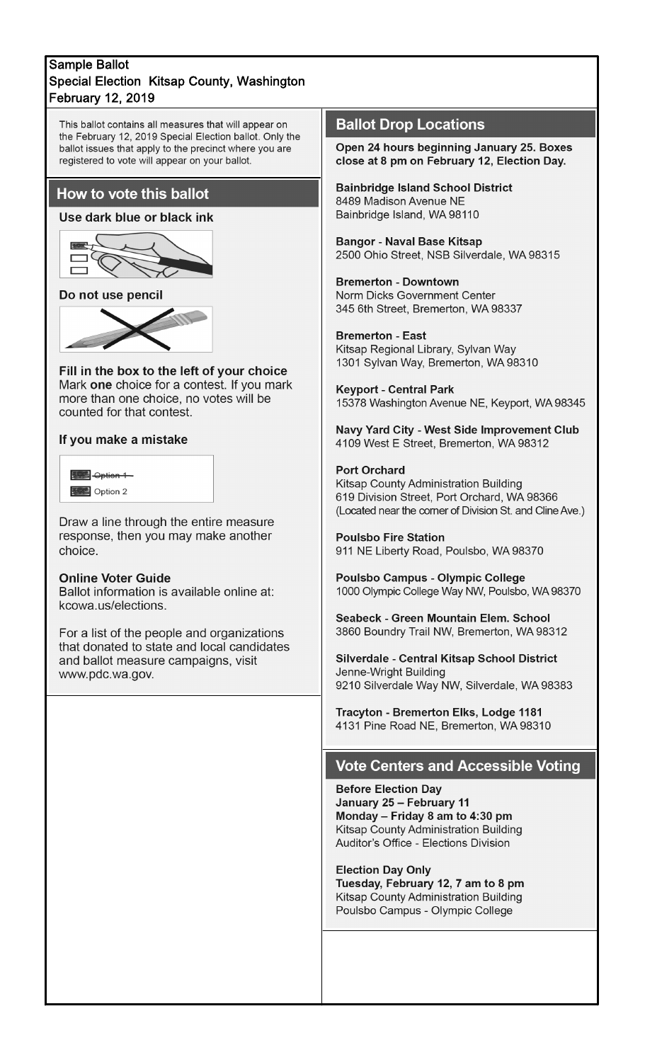# Sample Ballot
## Special Election Kitsap County, Washington
## February 12, 2019

This ballot contains all measures that will appear on the February 12, 2019 Special Election ballot. Only the ballot issues that apply to the precinct where you are registered to vote will appear on your ballot.

## How to vote this ballot

**Use dark blue or black ink**

**Do not use pencil**

**Fill in the box to the left of your choice**
Mark **one** choice for a contest. If you mark more than one choice, no votes will be counted for that contest.

**If you make a mistake**

~~Option 1~~
Option 2

Draw a line through the entire measure response, then you may make another choice.

**Online Voter Guide**
Ballot information is available online at: kcowa.us/elections.

For a list of the people and organizations that donated to state and local candidates and ballot measure campaigns, visit www.pdc.wa.gov.

## Ballot Drop Locations

**Open 24 hours beginning January 25. Boxes close at 8 pm on February 12, Election Day.**

**Bainbridge Island School District**
8489 Madison Avenue NE
Bainbridge Island, WA 98110

**Bangor - Naval Base Kitsap**
2500 Ohio Street, NSB Silverdale, WA 98315

**Bremerton - Downtown**
Norm Dicks Government Center
345 6th Street, Bremerton, WA 98337

**Bremerton - East**
Kitsap Regional Library, Sylvan Way
1301 Sylvan Way, Bremerton, WA 98310

**Keyport - Central Park**
15378 Washington Avenue NE, Keyport, WA 98345

**Navy Yard City - West Side Improvement Club**
4109 West E Street, Bremerton, WA 98312

**Port Orchard**
Kitsap County Administration Building
619 Division Street, Port Orchard, WA 98366
(Located near the corner of Division St. and Cline Ave.)

**Poulsbo Fire Station**
911 NE Liberty Road, Poulsbo, WA 98370

**Poulsbo Campus - Olympic College**
1000 Olympic College Way NW, Poulsbo, WA 98370

**Seabeck - Green Mountain Elem. School**
3860 Boundry Trail NW, Bremerton, WA 98312

**Silverdale - Central Kitsap School District**
Jenne-Wright Building
9210 Silverdale Way NW, Silverdale, WA 98383

**Tracyton - Bremerton Elks, Lodge 1181**
4131 Pine Road NE, Bremerton, WA 98310

## Vote Centers and Accessible Voting

**Before Election Day**
**January 25 – February 11**
**Monday – Friday 8 am to 4:30 pm**
Kitsap County Administration Building
Auditor's Office - Elections Division

**Election Day Only**
**Tuesday, February 12, 7 am to 8 pm**
Kitsap County Administration Building
Poulsbo Campus - Olympic College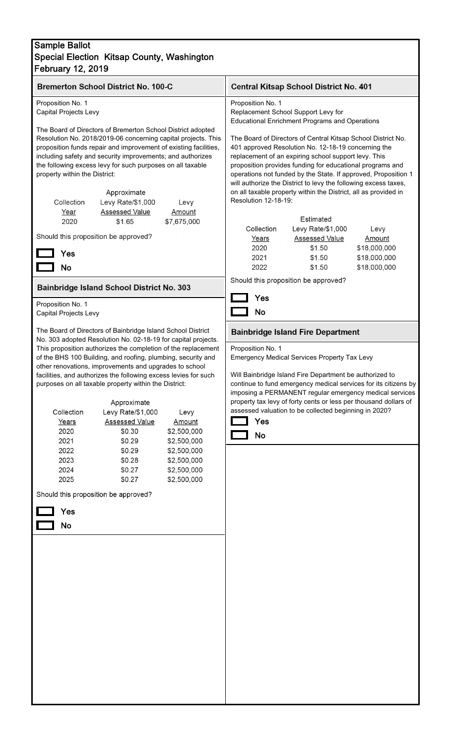# Sample Ballot
## Special Election Kitsap County, Washington
## February 12, 2019

### Bremerton School District No. 100-C

Proposition No. 1
Capital Projects Levy

The Board of Directors of Bremerton School District adopted Resolution No. 2018/2019-06 concerning capital projects. This proposition funds repair and improvement of existing facilities, including safety and security improvements; and authorizes the following excess levy for such purposes on all taxable property within the District:

| Collection Year | Approximate Levy Rate/$1,000 Assessed Value | Levy Amount |
|---|---|---|
| 2020 | $1.65 | $7,675,000 |

Should this proposition be approved?

- [ ] Yes
- [ ] No

### Bainbridge Island School District No. 303

Proposition No. 1
Capital Projects Levy

The Board of Directors of Bainbridge Island School District No. 303 adopted Resolution No. 02-18-19 for capital projects. This proposition authorizes the completion of the replacement of the BHS 100 Building, and roofing, plumbing, security and other renovations, improvements and upgrades to school facilities, and authorizes the following excess levies for such purposes on all taxable property within the District:

| Collection Years | Approximate Levy Rate/$1,000 Assessed Value | Levy Amount |
|---|---|---|
| 2020 | $0.30 | $2,500,000 |
| 2021 | $0.29 | $2,500,000 |
| 2022 | $0.29 | $2,500,000 |
| 2023 | $0.28 | $2,500,000 |
| 2024 | $0.27 | $2,500,000 |
| 2025 | $0.27 | $2,500,000 |

Should this proposition be approved?

- [ ] Yes
- [ ] No

### Central Kitsap School District No. 401

Proposition No. 1
Replacement School Support Levy for Educational Enrichment Programs and Operations

The Board of Directors of Central Kitsap School District No. 401 approved Resolution No. 12-18-19 concerning the replacement of an expiring school support levy. This proposition provides funding for educational programs and operations not funded by the State. If approved, Proposition 1 will authorize the District to levy the following excess taxes, on all taxable property within the District, all as provided in Resolution 12-18-19:

| Collection Years | Estimated Levy Rate/$1,000 Assessed Value | Levy Amount |
|---|---|---|
| 2020 | $1.50 | $18,000,000 |
| 2021 | $1.50 | $18,000,000 |
| 2022 | $1.50 | $18,000,000 |

Should this proposition be approved?

- [ ] Yes
- [ ] No

### Bainbridge Island Fire Department

Proposition No. 1
Emergency Medical Services Property Tax Levy

Will Bainbridge Island Fire Department be authorized to continue to fund emergency medical services for its citizens by imposing a PERMANENT regular emergency medical services property tax levy of forty cents or less per thousand dollars of assessed valuation to be collected beginning in 2020?

- [ ] Yes
- [ ] No